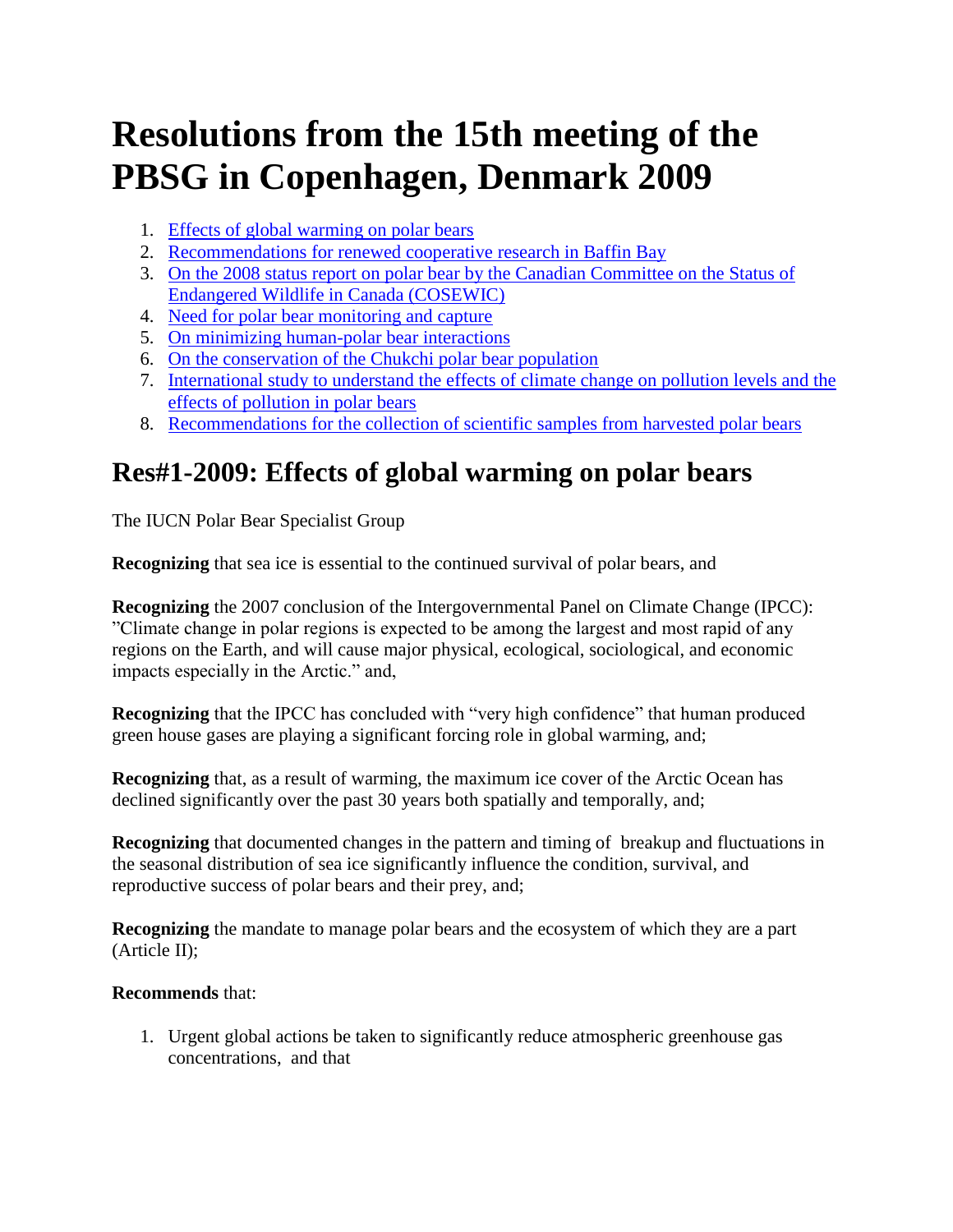# Resolutions from the 15th meeting of the PBSG in Copenhagen, Denmark 2009

1. Effects of global warming on polar bears
2. Recommendations for renewed cooperative research in Baffin Bay
3. On the 2008 status report on polar bear by the Canadian Committee on the Status of Endangered Wildlife in Canada (COSEWIC)
4. Need for polar bear monitoring and capture
5. On minimizing human-polar bear interactions
6. On the conservation of the Chukchi polar bear population
7. International study to understand the effects of climate change on pollution levels and the effects of pollution in polar bears
8. Recommendations for the collection of scientific samples from harvested polar bears

## Res#1-2009: Effects of global warming on polar bears

The IUCN Polar Bear Specialist Group

**Recognizing** that sea ice is essential to the continued survival of polar bears, and

**Recognizing** the 2007 conclusion of the Intergovernmental Panel on Climate Change (IPCC): "Climate change in polar regions is expected to be among the largest and most rapid of any regions on the Earth, and will cause major physical, ecological, sociological, and economic impacts especially in the Arctic." and,

**Recognizing** that the IPCC has concluded with "very high confidence" that human produced green house gases are playing a significant forcing role in global warming, and;

**Recognizing** that, as a result of warming, the maximum ice cover of the Arctic Ocean has declined significantly over the past 30 years both spatially and temporally, and;

**Recognizing** that documented changes in the pattern and timing of breakup and fluctuations in the seasonal distribution of sea ice significantly influence the condition, survival, and reproductive success of polar bears and their prey, and;

**Recognizing** the mandate to manage polar bears and the ecosystem of which they are a part (Article II);

**Recommends** that:

1. Urgent global actions be taken to significantly reduce atmospheric greenhouse gas concentrations, and that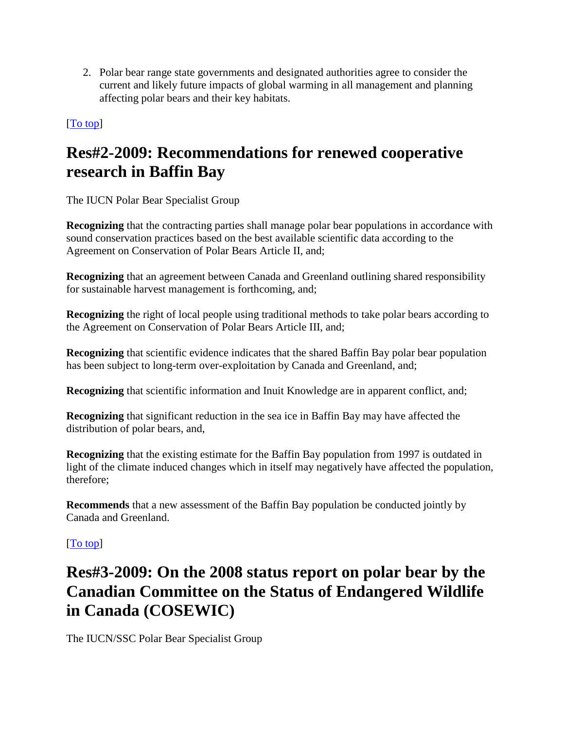2. Polar bear range state governments and designated authorities agree to consider the current and likely future impacts of global warming in all management and planning affecting polar bears and their key habitats.

[To top]

## Res#2-2009: Recommendations for renewed cooperative research in Baffin Bay

The IUCN Polar Bear Specialist Group

**Recognizing** that the contracting parties shall manage polar bear populations in accordance with sound conservation practices based on the best available scientific data according to the Agreement on Conservation of Polar Bears Article II, and;

**Recognizing** that an agreement between Canada and Greenland outlining shared responsibility for sustainable harvest management is forthcoming, and;

**Recognizing** the right of local people using traditional methods to take polar bears according to the Agreement on Conservation of Polar Bears Article III, and;

**Recognizing** that scientific evidence indicates that the shared Baffin Bay polar bear population has been subject to long-term over-exploitation by Canada and Greenland, and;

**Recognizing** that scientific information and Inuit Knowledge are in apparent conflict, and;

**Recognizing** that significant reduction in the sea ice in Baffin Bay may have affected the distribution of polar bears, and,

**Recognizing** that the existing estimate for the Baffin Bay population from 1997 is outdated in light of the climate induced changes which in itself may negatively have affected the population, therefore;

**Recommends** that a new assessment of the Baffin Bay population be conducted jointly by Canada and Greenland.

[To top]

## Res#3-2009: On the 2008 status report on polar bear by the Canadian Committee on the Status of Endangered Wildlife in Canada (COSEWIC)

The IUCN/SSC Polar Bear Specialist Group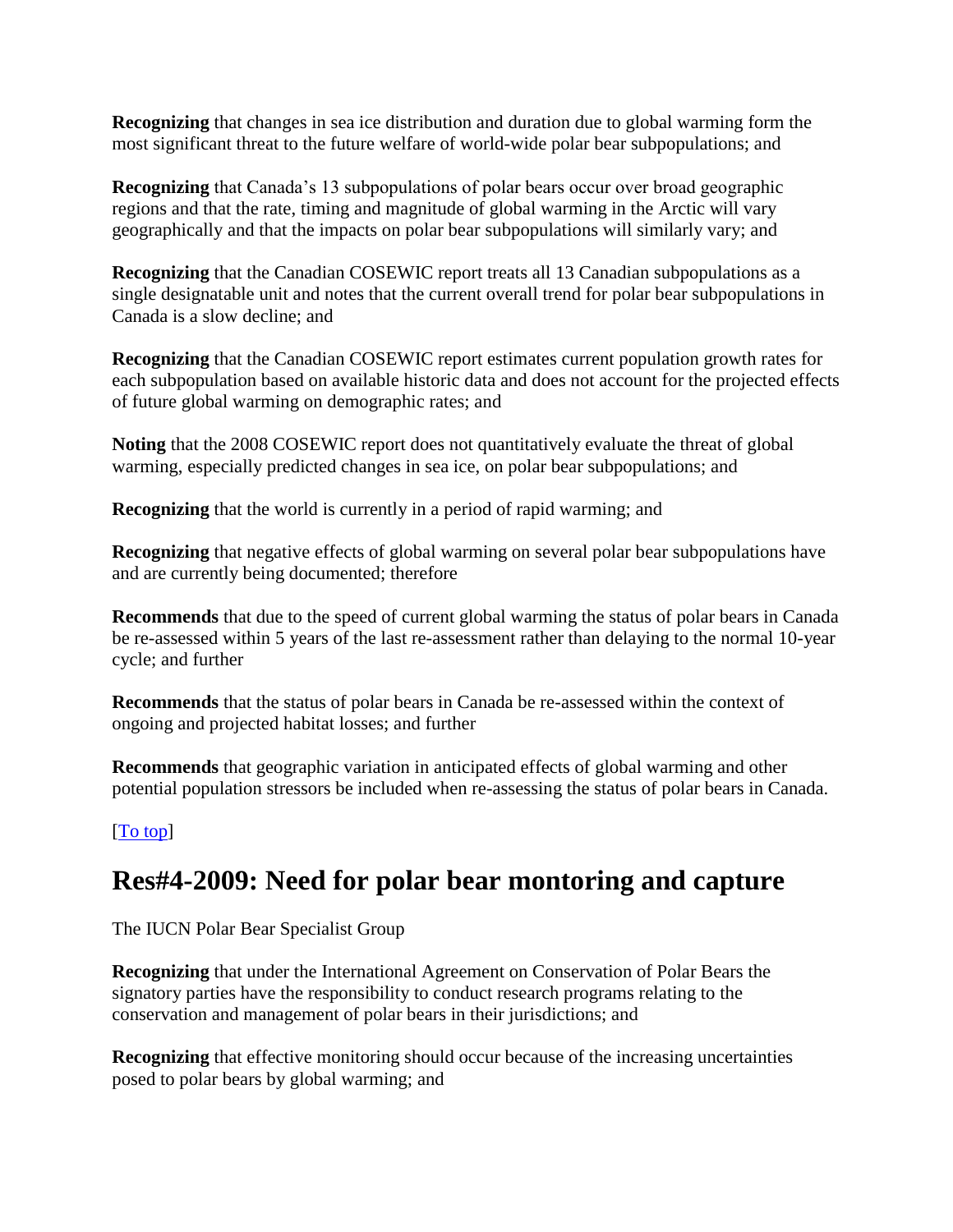**Recognizing** that changes in sea ice distribution and duration due to global warming form the most significant threat to the future welfare of world-wide polar bear subpopulations; and

**Recognizing** that Canada's 13 subpopulations of polar bears occur over broad geographic regions and that the rate, timing and magnitude of global warming in the Arctic will vary geographically and that the impacts on polar bear subpopulations will similarly vary; and

**Recognizing** that the Canadian COSEWIC report treats all 13 Canadian subpopulations as a single designatable unit and notes that the current overall trend for polar bear subpopulations in Canada is a slow decline; and

**Recognizing** that the Canadian COSEWIC report estimates current population growth rates for each subpopulation based on available historic data and does not account for the projected effects of future global warming on demographic rates; and

**Noting** that the 2008 COSEWIC report does not quantitatively evaluate the threat of global warming, especially predicted changes in sea ice, on polar bear subpopulations; and

**Recognizing** that the world is currently in a period of rapid warming; and

**Recognizing** that negative effects of global warming on several polar bear subpopulations have and are currently being documented; therefore

**Recommends** that due to the speed of current global warming the status of polar bears in Canada be re-assessed within 5 years of the last re-assessment rather than delaying to the normal 10-year cycle; and further

**Recommends** that the status of polar bears in Canada be re-assessed within the context of ongoing and projected habitat losses; and further

**Recommends** that geographic variation in anticipated effects of global warming and other potential population stressors be included when re-assessing the status of polar bears in Canada.

[To top]

## Res#4-2009: Need for polar bear montoring and capture

The IUCN Polar Bear Specialist Group

**Recognizing** that under the International Agreement on Conservation of Polar Bears the signatory parties have the responsibility to conduct research programs relating to the conservation and management of polar bears in their jurisdictions; and

**Recognizing** that effective monitoring should occur because of the increasing uncertainties posed to polar bears by global warming; and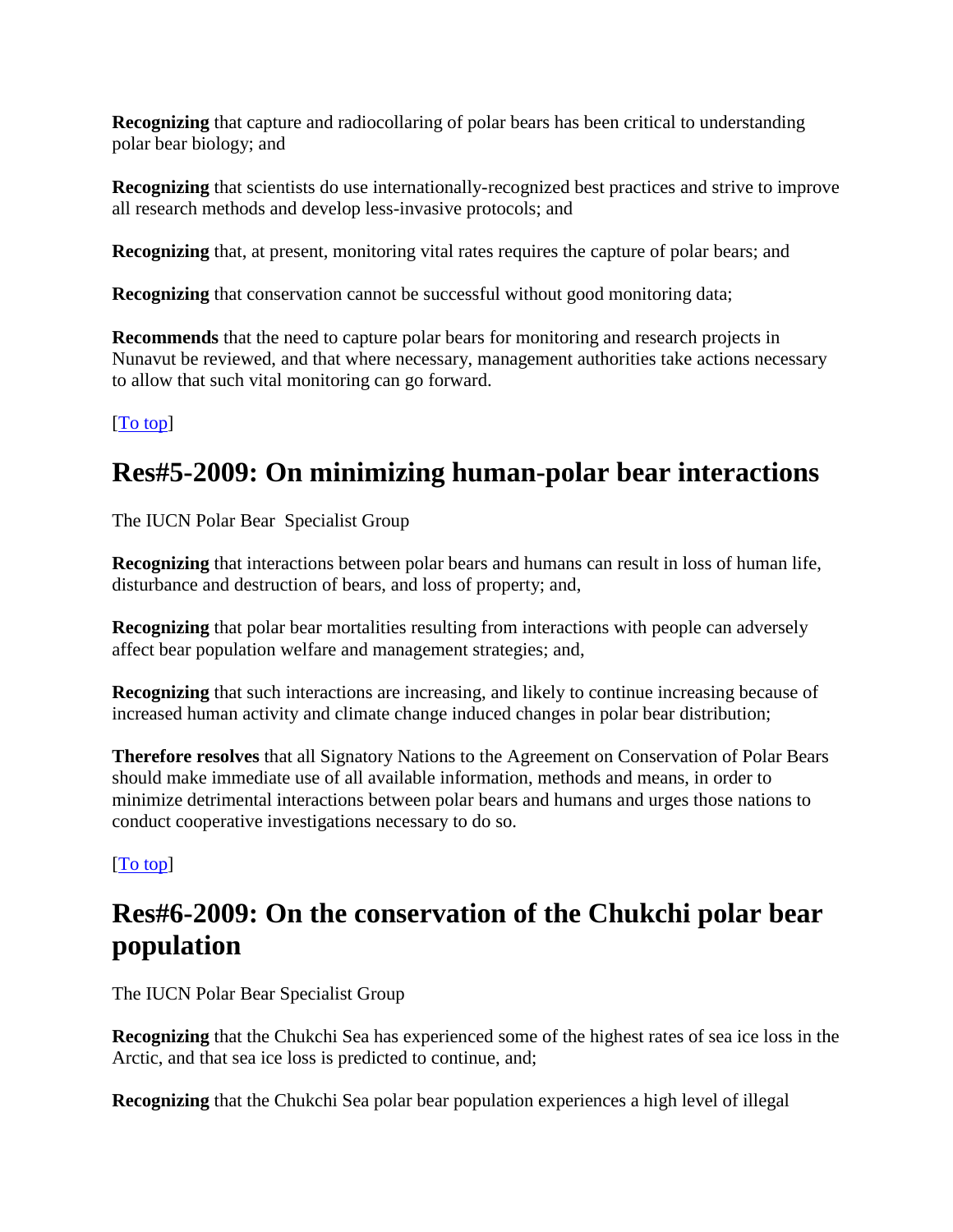**Recognizing** that capture and radiocollaring of polar bears has been critical to understanding polar bear biology; and

**Recognizing** that scientists do use internationally-recognized best practices and strive to improve all research methods and develop less-invasive protocols; and

**Recognizing** that, at present, monitoring vital rates requires the capture of polar bears; and

**Recognizing** that conservation cannot be successful without good monitoring data;

**Recommends** that the need to capture polar bears for monitoring and research projects in Nunavut be reviewed, and that where necessary, management authorities take actions necessary to allow that such vital monitoring can go forward.

[To top]

## Res#5-2009: On minimizing human-polar bear interactions

The IUCN Polar Bear Specialist Group

**Recognizing** that interactions between polar bears and humans can result in loss of human life, disturbance and destruction of bears, and loss of property; and,

**Recognizing** that polar bear mortalities resulting from interactions with people can adversely affect bear population welfare and management strategies; and,

**Recognizing** that such interactions are increasing, and likely to continue increasing because of increased human activity and climate change induced changes in polar bear distribution;

**Therefore resolves** that all Signatory Nations to the Agreement on Conservation of Polar Bears should make immediate use of all available information, methods and means, in order to minimize detrimental interactions between polar bears and humans and urges those nations to conduct cooperative investigations necessary to do so.

[To top]

## Res#6-2009: On the conservation of the Chukchi polar bear population

The IUCN Polar Bear Specialist Group

**Recognizing** that the Chukchi Sea has experienced some of the highest rates of sea ice loss in the Arctic, and that sea ice loss is predicted to continue, and;

**Recognizing** that the Chukchi Sea polar bear population experiences a high level of illegal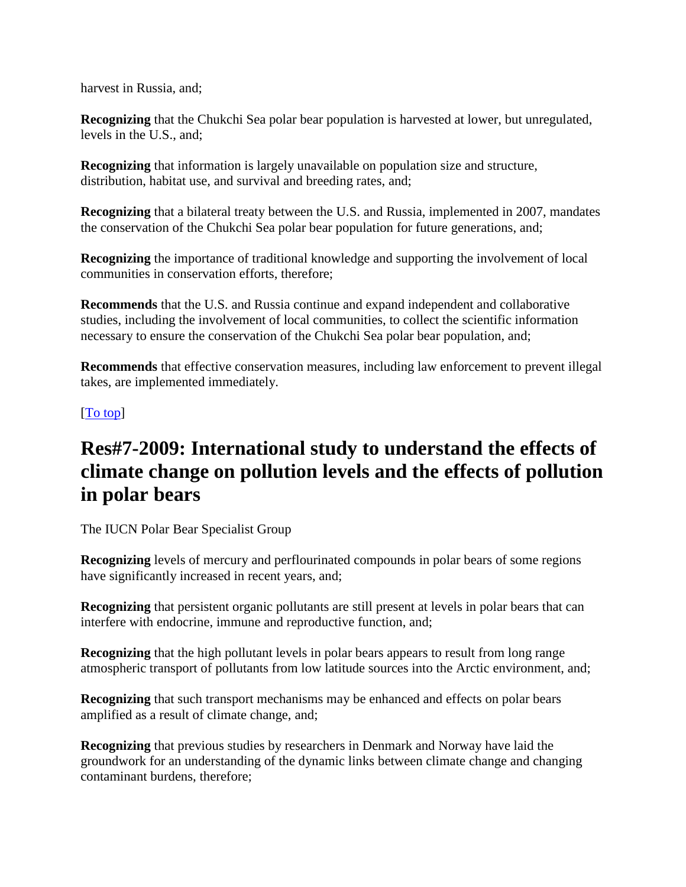harvest in Russia, and;

**Recognizing** that the Chukchi Sea polar bear population is harvested at lower, but unregulated, levels in the U.S., and;

**Recognizing** that information is largely unavailable on population size and structure, distribution, habitat use, and survival and breeding rates, and;

**Recognizing** that a bilateral treaty between the U.S. and Russia, implemented in 2007, mandates the conservation of the Chukchi Sea polar bear population for future generations, and;

**Recognizing** the importance of traditional knowledge and supporting the involvement of local communities in conservation efforts, therefore;

**Recommends** that the U.S. and Russia continue and expand independent and collaborative studies, including the involvement of local communities, to collect the scientific information necessary to ensure the conservation of the Chukchi Sea polar bear population, and;

**Recommends** that effective conservation measures, including law enforcement to prevent illegal takes, are implemented immediately.

[To top]

## Res#7-2009: International study to understand the effects of climate change on pollution levels and the effects of pollution in polar bears

The IUCN Polar Bear Specialist Group

**Recognizing** levels of mercury and perflourinated compounds in polar bears of some regions have significantly increased in recent years, and;

**Recognizing** that persistent organic pollutants are still present at levels in polar bears that can interfere with endocrine, immune and reproductive function, and;

**Recognizing** that the high pollutant levels in polar bears appears to result from long range atmospheric transport of pollutants from low latitude sources into the Arctic environment, and;

**Recognizing** that such transport mechanisms may be enhanced and effects on polar bears amplified as a result of climate change, and;

**Recognizing** that previous studies by researchers in Denmark and Norway have laid the groundwork for an understanding of the dynamic links between climate change and changing contaminant burdens, therefore;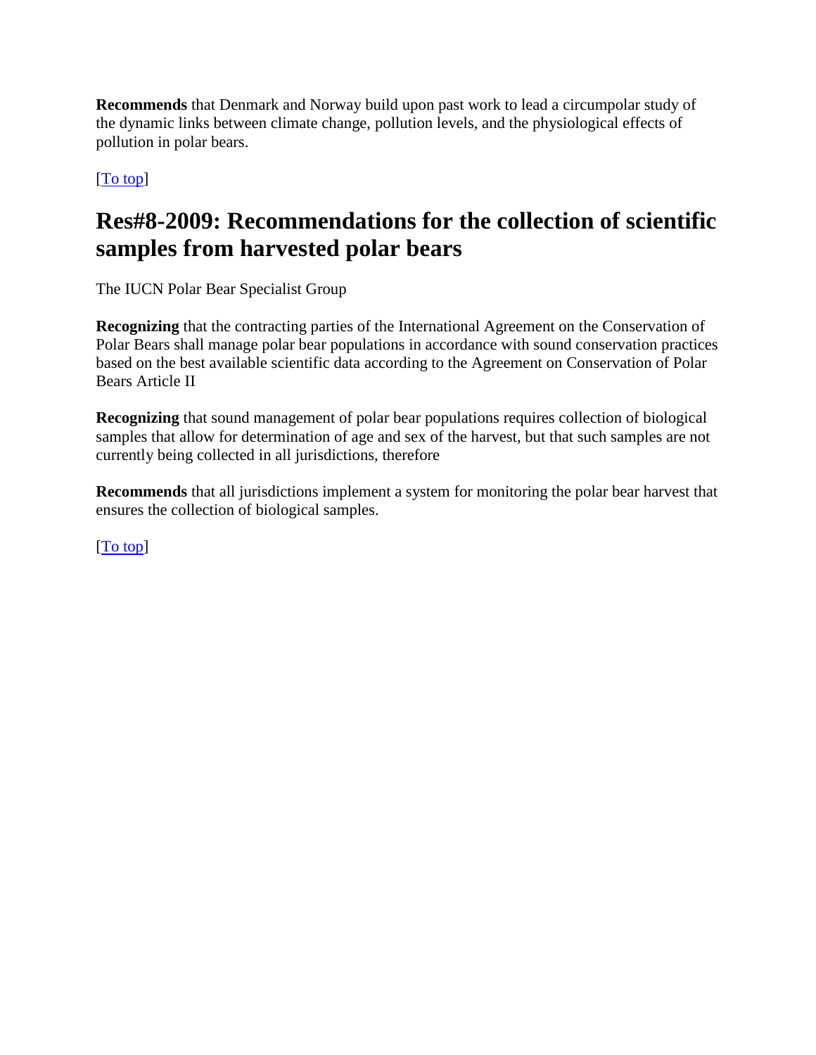**Recommends** that Denmark and Norway build upon past work to lead a circumpolar study of the dynamic links between climate change, pollution levels, and the physiological effects of pollution in polar bears.

[To top]

## Res#8-2009: Recommendations for the collection of scientific samples from harvested polar bears

The IUCN Polar Bear Specialist Group

**Recognizing** that the contracting parties of the International Agreement on the Conservation of Polar Bears shall manage polar bear populations in accordance with sound conservation practices based on the best available scientific data according to the Agreement on Conservation of Polar Bears Article II

**Recognizing** that sound management of polar bear populations requires collection of biological samples that allow for determination of age and sex of the harvest, but that such samples are not currently being collected in all jurisdictions, therefore

**Recommends** that all jurisdictions implement a system for monitoring the polar bear harvest that ensures the collection of biological samples.

[To top]